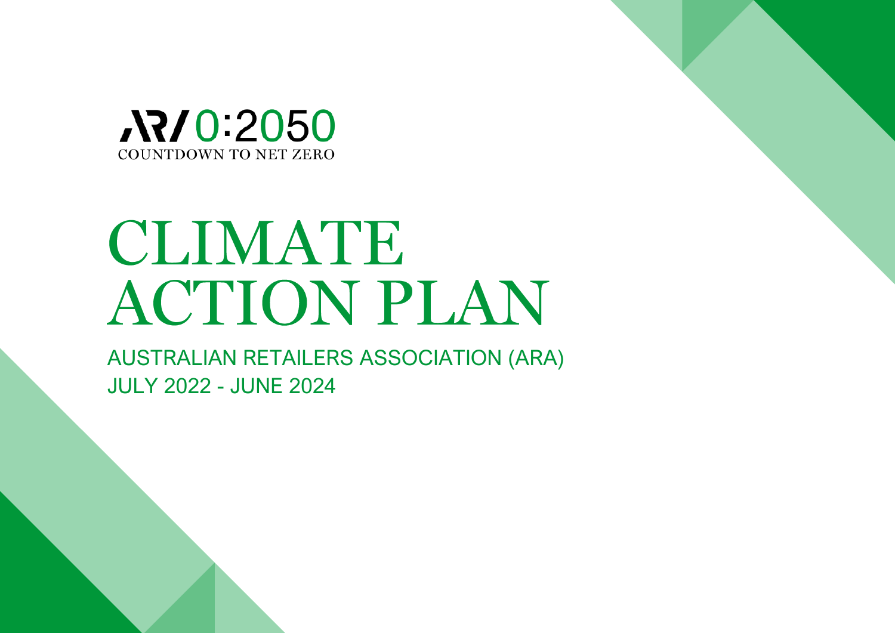ARA 0:2050
COUNTDOWN TO NET ZERO

# CLIMATE ACTION PLAN

AUSTRALIAN RETAILERS ASSOCIATION (ARA)
JULY 2022 - JUNE 2024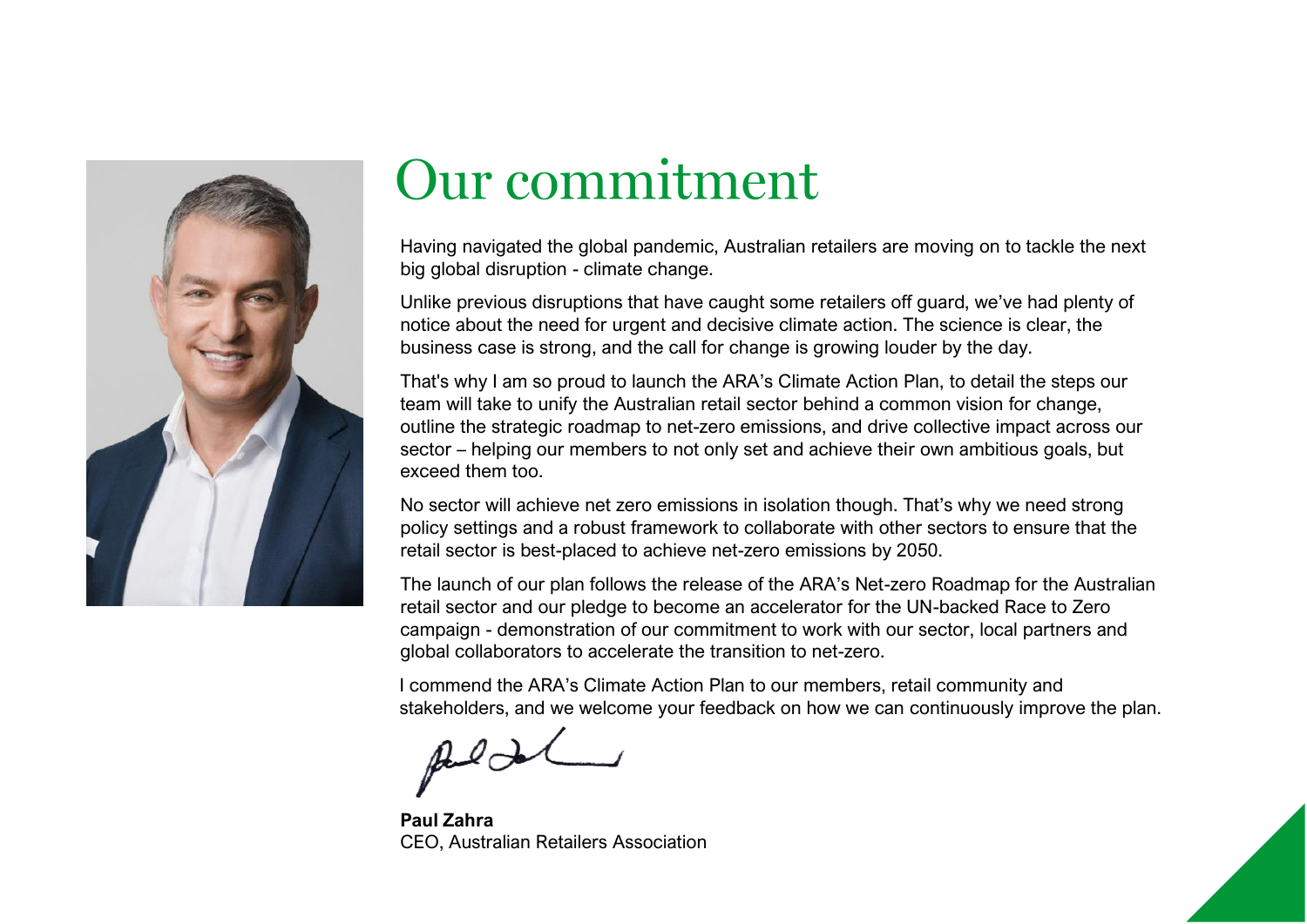# Our commitment

Having navigated the global pandemic, Australian retailers are moving on to tackle the next big global disruption - climate change.

Unlike previous disruptions that have caught some retailers off guard, we've had plenty of notice about the need for urgent and decisive climate action. The science is clear, the business case is strong, and the call for change is growing louder by the day.

That's why I am so proud to launch the ARA's Climate Action Plan, to detail the steps our team will take to unify the Australian retail sector behind a common vision for change, outline the strategic roadmap to net-zero emissions, and drive collective impact across our sector – helping our members to not only set and achieve their own ambitious goals, but exceed them too.

No sector will achieve net zero emissions in isolation though. That's why we need strong policy settings and a robust framework to collaborate with other sectors to ensure that the retail sector is best-placed to achieve net-zero emissions by 2050.

The launch of our plan follows the release of the ARA's Net-zero Roadmap for the Australian retail sector and our pledge to become an accelerator for the UN-backed Race to Zero campaign - demonstration of our commitment to work with our sector, local partners and global collaborators to accelerate the transition to net-zero.

I commend the ARA's Climate Action Plan to our members, retail community and stakeholders, and we welcome your feedback on how we can continuously improve the plan.

**Paul Zahra**
CEO, Australian Retailers Association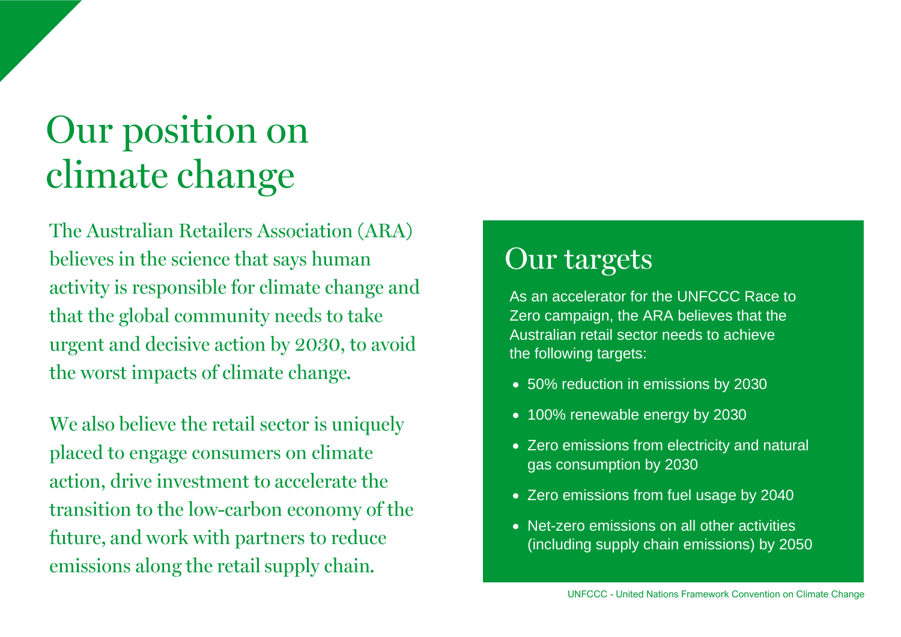# Our position on climate change

The Australian Retailers Association (ARA) believes in the science that says human activity is responsible for climate change and that the global community needs to take urgent and decisive action by 2030, to avoid the worst impacts of climate change.

We also believe the retail sector is uniquely placed to engage consumers on climate action, drive investment to accelerate the transition to the low-carbon economy of the future, and work with partners to reduce emissions along the retail supply chain.

## Our targets

As an accelerator for the UNFCCC Race to Zero campaign, the ARA believes that the Australian retail sector needs to achieve the following targets:

- 50% reduction in emissions by 2030
- 100% renewable energy by 2030
- Zero emissions from electricity and natural gas consumption by 2030
- Zero emissions from fuel usage by 2040
- Net-zero emissions on all other activities (including supply chain emissions) by 2050

UNFCCC - United Nations Framework Convention on Climate Change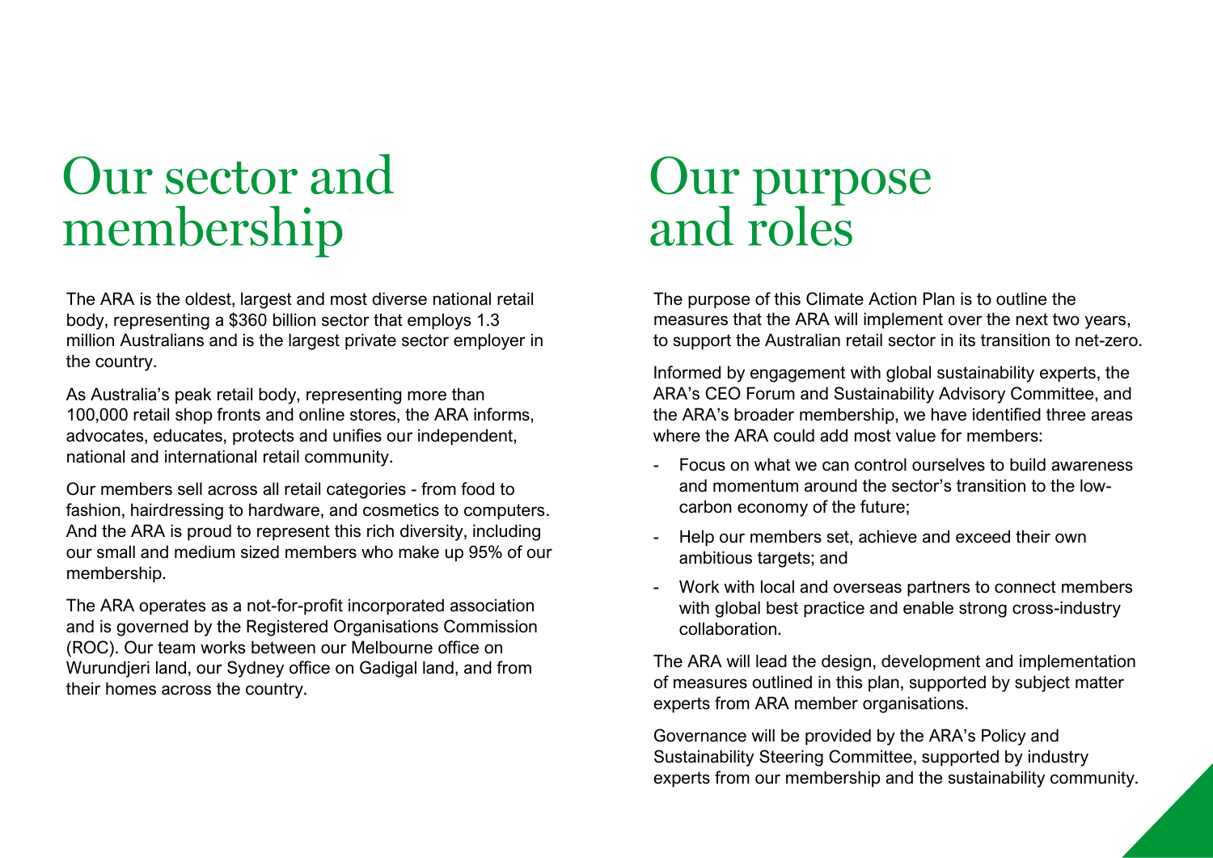# Our sector and membership

The ARA is the oldest, largest and most diverse national retail body, representing a $360 billion sector that employs 1.3 million Australians and is the largest private sector employer in the country.

As Australia's peak retail body, representing more than 100,000 retail shop fronts and online stores, the ARA informs, advocates, educates, protects and unifies our independent, national and international retail community.

Our members sell across all retail categories - from food to fashion, hairdressing to hardware, and cosmetics to computers. And the ARA is proud to represent this rich diversity, including our small and medium sized members who make up 95% of our membership.

The ARA operates as a not-for-profit incorporated association and is governed by the Registered Organisations Commission (ROC). Our team works between our Melbourne office on Wurundjeri land, our Sydney office on Gadigal land, and from their homes across the country.

# Our purpose and roles

The purpose of this Climate Action Plan is to outline the measures that the ARA will implement over the next two years, to support the Australian retail sector in its transition to net-zero.

Informed by engagement with global sustainability experts, the ARA's CEO Forum and Sustainability Advisory Committee, and the ARA's broader membership, we have identified three areas where the ARA could add most value for members:

- Focus on what we can control ourselves to build awareness and momentum around the sector's transition to the low-carbon economy of the future;
- Help our members set, achieve and exceed their own ambitious targets; and
- Work with local and overseas partners to connect members with global best practice and enable strong cross-industry collaboration.

The ARA will lead the design, development and implementation of measures outlined in this plan, supported by subject matter experts from ARA member organisations.

Governance will be provided by the ARA's Policy and Sustainability Steering Committee, supported by industry experts from our membership and the sustainability community.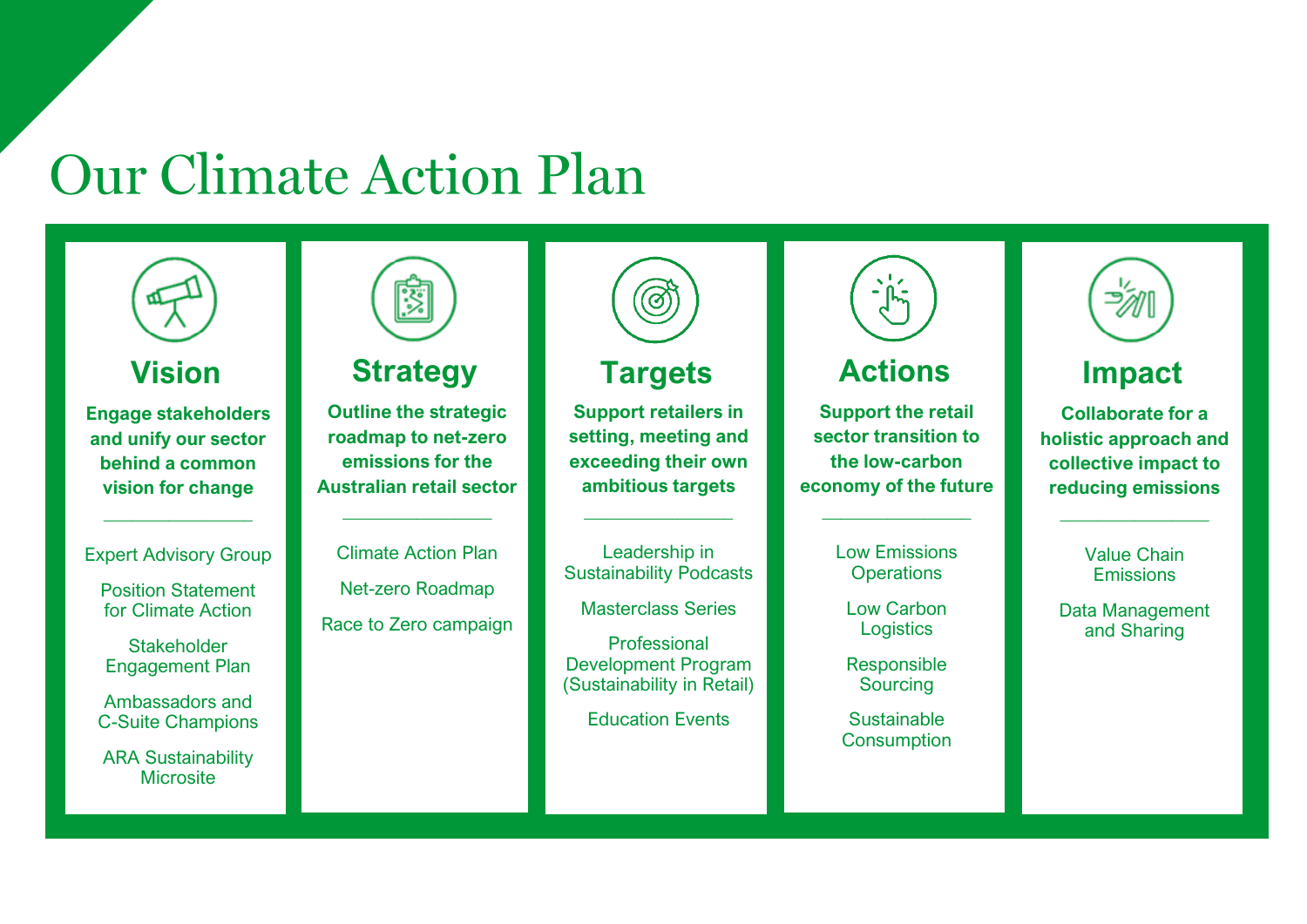# Our Climate Action Plan

## Vision

**Engage stakeholders and unify our sector behind a common vision for change**

- Expert Advisory Group
- Position Statement for Climate Action
- Stakeholder Engagement Plan
- Ambassadors and C-Suite Champions
- ARA Sustainability Microsite

## Strategy

**Outline the strategic roadmap to net-zero emissions for the Australian retail sector**

- Climate Action Plan
- Net-zero Roadmap
- Race to Zero campaign

## Targets

**Support retailers in setting, meeting and exceeding their own ambitious targets**

- Leadership in Sustainability Podcasts
- Masterclass Series
- Professional Development Program (Sustainability in Retail)
- Education Events

## Actions

**Support the retail sector transition to the low-carbon economy of the future**

- Low Emissions Operations
- Low Carbon Logistics
- Responsible Sourcing
- Sustainable Consumption

## Impact

**Collaborate for a holistic approach and collective impact to reducing emissions**

- Value Chain Emissions
- Data Management and Sharing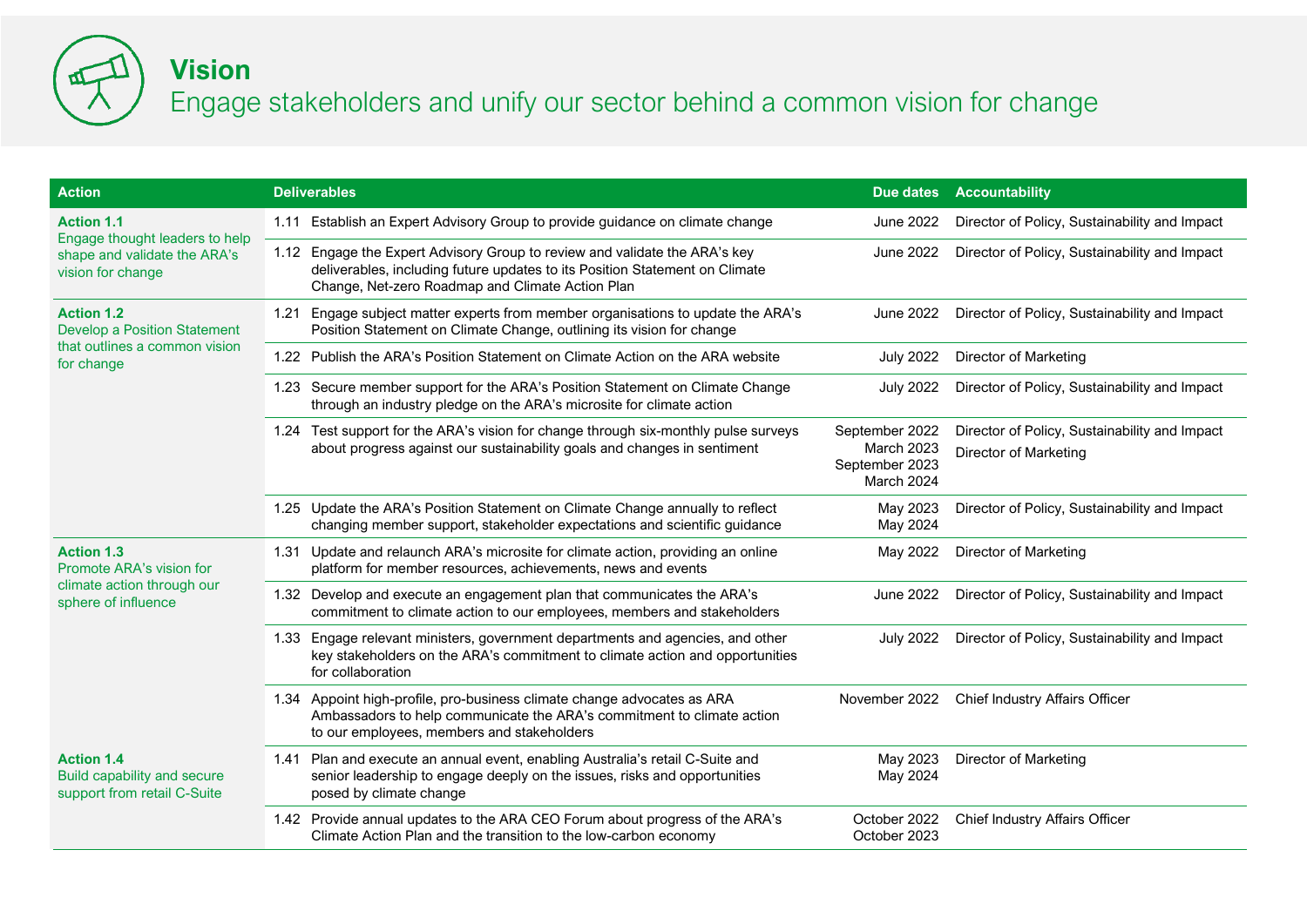# Vision

## Engage stakeholders and unify our sector behind a common vision for change

| Action | Deliverables | Due dates | Accountability |
|---|---|---|---|
| **Action 1.1** Engage thought leaders to help shape and validate the ARA's vision for change | 1.11 Establish an Expert Advisory Group to provide guidance on climate change | June 2022 | Director of Policy, Sustainability and Impact |
| | 1.12 Engage the Expert Advisory Group to review and validate the ARA's key deliverables, including future updates to its Position Statement on Climate Change, Net-zero Roadmap and Climate Action Plan | June 2022 | Director of Policy, Sustainability and Impact |
| **Action 1.2** Develop a Position Statement that outlines a common vision for change | 1.21 Engage subject matter experts from member organisations to update the ARA's Position Statement on Climate Change, outlining its vision for change | June 2022 | Director of Policy, Sustainability and Impact |
| | 1.22 Publish the ARA's Position Statement on Climate Action on the ARA website | July 2022 | Director of Marketing |
| | 1.23 Secure member support for the ARA's Position Statement on Climate Change through an industry pledge on the ARA's microsite for climate action | July 2022 | Director of Policy, Sustainability and Impact |
| | 1.24 Test support for the ARA's vision for change through six-monthly pulse surveys about progress against our sustainability goals and changes in sentiment | September 2022<br>March 2023<br>September 2023<br>March 2024 | Director of Policy, Sustainability and Impact<br>Director of Marketing |
| | 1.25 Update the ARA's Position Statement on Climate Change annually to reflect changing member support, stakeholder expectations and scientific guidance | May 2023<br>May 2024 | Director of Policy, Sustainability and Impact |
| **Action 1.3** Promote ARA's vision for climate action through our sphere of influence | 1.31 Update and relaunch ARA's microsite for climate action, providing an online platform for member resources, achievements, news and events | May 2022 | Director of Marketing |
| | 1.32 Develop and execute an engagement plan that communicates the ARA's commitment to climate action to our employees, members and stakeholders | June 2022 | Director of Policy, Sustainability and Impact |
| | 1.33 Engage relevant ministers, government departments and agencies, and other key stakeholders on the ARA's commitment to climate action and opportunities for collaboration | July 2022 | Director of Policy, Sustainability and Impact |
| | 1.34 Appoint high-profile, pro-business climate change advocates as ARA Ambassadors to help communicate the ARA's commitment to climate action to our employees, members and stakeholders | November 2022 | Chief Industry Affairs Officer |
| **Action 1.4** Build capability and secure support from retail C-Suite | 1.41 Plan and execute an annual event, enabling Australia's retail C-Suite and senior leadership to engage deeply on the issues, risks and opportunities posed by climate change | May 2023<br>May 2024 | Director of Marketing |
| | 1.42 Provide annual updates to the ARA CEO Forum about progress of the ARA's Climate Action Plan and the transition to the low-carbon economy | October 2022<br>October 2023 | Chief Industry Affairs Officer |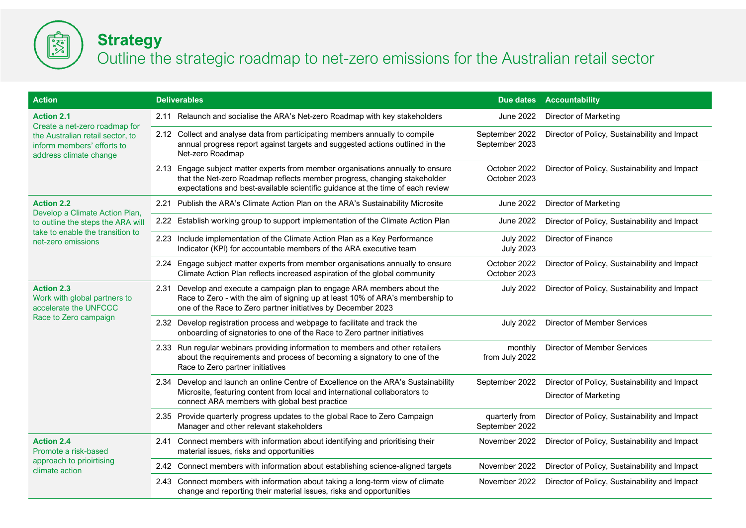## Strategy

Outline the strategic roadmap to net-zero emissions for the Australian retail sector

| Action | Deliverables | Due dates | Accountability |
|---|---|---|---|
| **Action 2.1** Create a net-zero roadmap for the Australian retail sector, to inform members' efforts to address climate change | 2.11 Relaunch and socialise the ARA's Net-zero Roadmap with key stakeholders | June 2022 | Director of Marketing |
| | 2.12 Collect and analyse data from participating members annually to compile annual progress report against targets and suggested actions outlined in the Net-zero Roadmap | September 2022 September 2023 | Director of Policy, Sustainability and Impact |
| | 2.13 Engage subject matter experts from member organisations annually to ensure that the Net-zero Roadmap reflects member progress, changing stakeholder expectations and best-available scientific guidance at the time of each review | October 2022 October 2023 | Director of Policy, Sustainability and Impact |
| **Action 2.2** Develop a Climate Action Plan, to outline the steps the ARA will take to enable the transition to net-zero emissions | 2.21 Publish the ARA's Climate Action Plan on the ARA's Sustainability Microsite | June 2022 | Director of Marketing |
| | 2.22 Establish working group to support implementation of the Climate Action Plan | June 2022 | Director of Policy, Sustainability and Impact |
| | 2.23 Include implementation of the Climate Action Plan as a Key Performance Indicator (KPI) for accountable members of the ARA executive team | July 2022 July 2023 | Director of Finance |
| | 2.24 Engage subject matter experts from member organisations annually to ensure Climate Action Plan reflects increased aspiration of the global community | October 2022 October 2023 | Director of Policy, Sustainability and Impact |
| **Action 2.3** Work with global partners to accelerate the UNFCCC Race to Zero campaign | 2.31 Develop and execute a campaign plan to engage ARA members about the Race to Zero - with the aim of signing up at least 10% of ARA's membership to one of the Race to Zero partner initiatives by December 2023 | July 2022 | Director of Policy, Sustainability and Impact |
| | 2.32 Develop registration process and webpage to facilitate and track the onboarding of signatories to one of the Race to Zero partner initiatives | July 2022 | Director of Member Services |
| | 2.33 Run regular webinars providing information to members and other retailers about the requirements and process of becoming a signatory to one of the Race to Zero partner initiatives | monthly from July 2022 | Director of Member Services |
| | 2.34 Develop and launch an online Centre of Excellence on the ARA's Sustainability Microsite, featuring content from local and international collaborators to connect ARA members with global best practice | September 2022 | Director of Policy, Sustainability and Impact Director of Marketing |
| | 2.35 Provide quarterly progress updates to the global Race to Zero Campaign Manager and other relevant stakeholders | quarterly from September 2022 | Director of Policy, Sustainability and Impact |
| **Action 2.4** Promote a risk-based approach to prioirtising climate action | 2.41 Connect members with information about identifying and prioritising their material issues, risks and opportunities | November 2022 | Director of Policy, Sustainability and Impact |
| | 2.42 Connect members with information about establishing science-aligned targets | November 2022 | Director of Policy, Sustainability and Impact |
| | 2.43 Connect members with information about taking a long-term view of climate change and reporting their material issues, risks and opportunities | November 2022 | Director of Policy, Sustainability and Impact |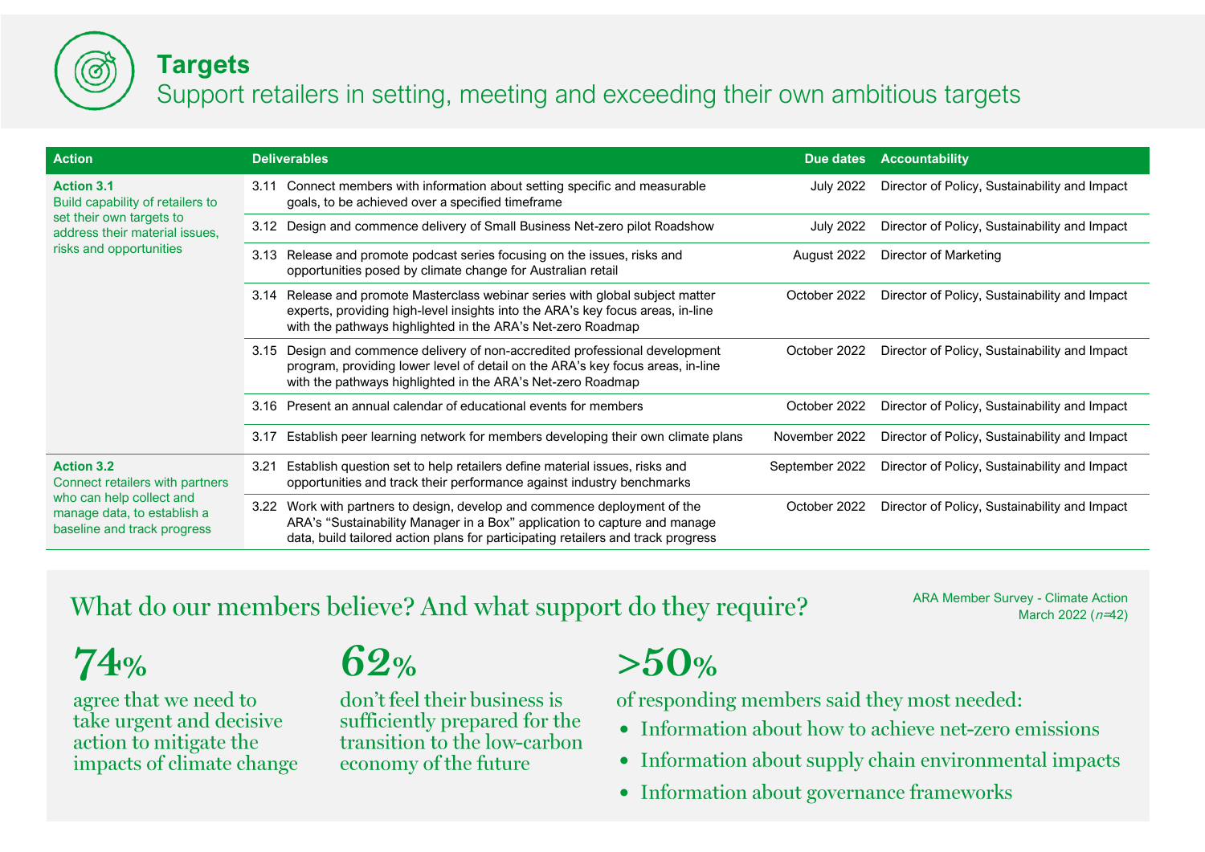# Targets

## Support retailers in setting, meeting and exceeding their own ambitious targets

| Action | Deliverables | Due dates | Accountability |
|---|---|---|---|
| **Action 3.1** Build capability of retailers to set their own targets to address their material issues, risks and opportunities | 3.11 Connect members with information about setting specific and measurable goals, to be achieved over a specified timeframe | July 2022 | Director of Policy, Sustainability and Impact |
| | 3.12 Design and commence delivery of Small Business Net-zero pilot Roadshow | July 2022 | Director of Policy, Sustainability and Impact |
| | 3.13 Release and promote podcast series focusing on the issues, risks and opportunities posed by climate change for Australian retail | August 2022 | Director of Marketing |
| | 3.14 Release and promote Masterclass webinar series with global subject matter experts, providing high-level insights into the ARA's key focus areas, in-line with the pathways highlighted in the ARA's Net-zero Roadmap | October 2022 | Director of Policy, Sustainability and Impact |
| | 3.15 Design and commence delivery of non-accredited professional development program, providing lower level of detail on the ARA's key focus areas, in-line with the pathways highlighted in the ARA's Net-zero Roadmap | October 2022 | Director of Policy, Sustainability and Impact |
| | 3.16 Present an annual calendar of educational events for members | October 2022 | Director of Policy, Sustainability and Impact |
| | 3.17 Establish peer learning network for members developing their own climate plans | November 2022 | Director of Policy, Sustainability and Impact |
| **Action 3.2** Connect retailers with partners who can help collect and manage data, to establish a baseline and track progress | 3.21 Establish question set to help retailers define material issues, risks and opportunities and track their performance against industry benchmarks | September 2022 | Director of Policy, Sustainability and Impact |
| | 3.22 Work with partners to design, develop and commence deployment of the ARA's "Sustainability Manager in a Box" application to capture and manage data, build tailored action plans for participating retailers and track progress | October 2022 | Director of Policy, Sustainability and Impact |

## What do our members believe? And what support do they require?

ARA Member Survey - Climate Action March 2022 (*n*=42)

**74%**

agree that we need to take urgent and decisive action to mitigate the impacts of climate change

**62%**

don't feel their business is sufficiently prepared for the transition to the low-carbon economy of the future

**>50%**

of responding members said they most needed:

- Information about how to achieve net-zero emissions
- Information about supply chain environmental impacts
- Information about governance frameworks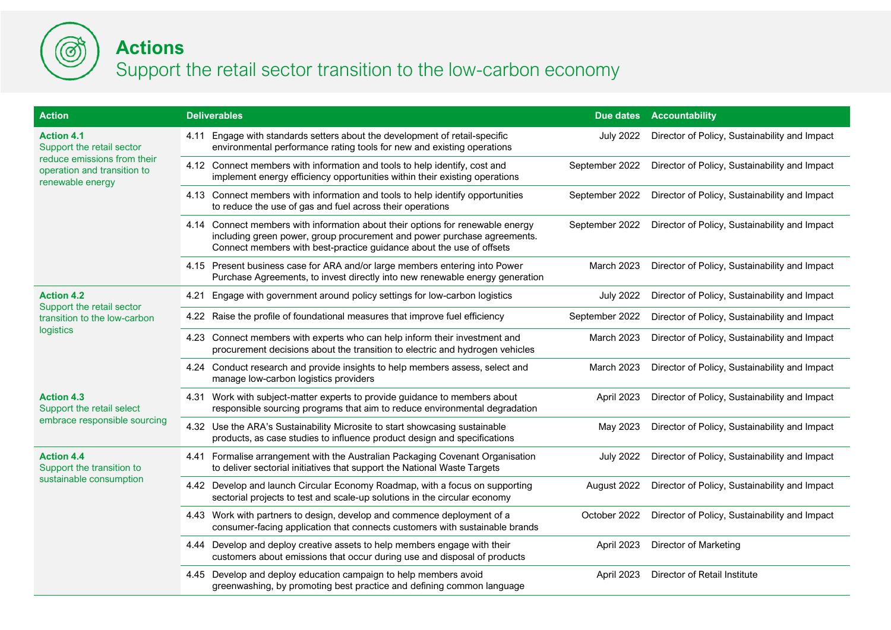# Actions

## Support the retail sector transition to the low-carbon economy

| Action | Deliverables | Due dates | Accountability |
|---|---|---|---|
| **Action 4.1** Support the retail sector reduce emissions from their operation and transition to renewable energy | 4.11 Engage with standards setters about the development of retail-specific environmental performance rating tools for new and existing operations | July 2022 | Director of Policy, Sustainability and Impact |
| | 4.12 Connect members with information and tools to help identify, cost and implement energy efficiency opportunities within their existing operations | September 2022 | Director of Policy, Sustainability and Impact |
| | 4.13 Connect members with information and tools to help identify opportunities to reduce the use of gas and fuel across their operations | September 2022 | Director of Policy, Sustainability and Impact |
| | 4.14 Connect members with information about their options for renewable energy including green power, group procurement and power purchase agreements. Connect members with best-practice guidance about the use of offsets | September 2022 | Director of Policy, Sustainability and Impact |
| | 4.15 Present business case for ARA and/or large members entering into Power Purchase Agreements, to invest directly into new renewable energy generation | March 2023 | Director of Policy, Sustainability and Impact |
| **Action 4.2** Support the retail sector transition to the low-carbon logistics | 4.21 Engage with government around policy settings for low-carbon logistics | July 2022 | Director of Policy, Sustainability and Impact |
| | 4.22 Raise the profile of foundational measures that improve fuel efficiency | September 2022 | Director of Policy, Sustainability and Impact |
| | 4.23 Connect members with experts who can help inform their investment and procurement decisions about the transition to electric and hydrogen vehicles | March 2023 | Director of Policy, Sustainability and Impact |
| | 4.24 Conduct research and provide insights to help members assess, select and manage low-carbon logistics providers | March 2023 | Director of Policy, Sustainability and Impact |
| **Action 4.3** Support the retail select embrace responsible sourcing | 4.31 Work with subject-matter experts to provide guidance to members about responsible sourcing programs that aim to reduce environmental degradation | April 2023 | Director of Policy, Sustainability and Impact |
| | 4.32 Use the ARA's Sustainability Microsite to start showcasing sustainable products, as case studies to influence product design and specifications | May 2023 | Director of Policy, Sustainability and Impact |
| **Action 4.4** Support the transition to sustainable consumption | 4.41 Formalise arrangement with the Australian Packaging Covenant Organisation to deliver sectorial initiatives that support the National Waste Targets | July 2022 | Director of Policy, Sustainability and Impact |
| | 4.42 Develop and launch Circular Economy Roadmap, with a focus on supporting sectorial projects to test and scale-up solutions in the circular economy | August 2022 | Director of Policy, Sustainability and Impact |
| | 4.43 Work with partners to design, develop and commence deployment of a consumer-facing application that connects customers with sustainable brands | October 2022 | Director of Policy, Sustainability and Impact |
| | 4.44 Develop and deploy creative assets to help members engage with their customers about emissions that occur during use and disposal of products | April 2023 | Director of Marketing |
| | 4.45 Develop and deploy education campaign to help members avoid greenwashing, by promoting best practice and defining common language | April 2023 | Director of Retail Institute |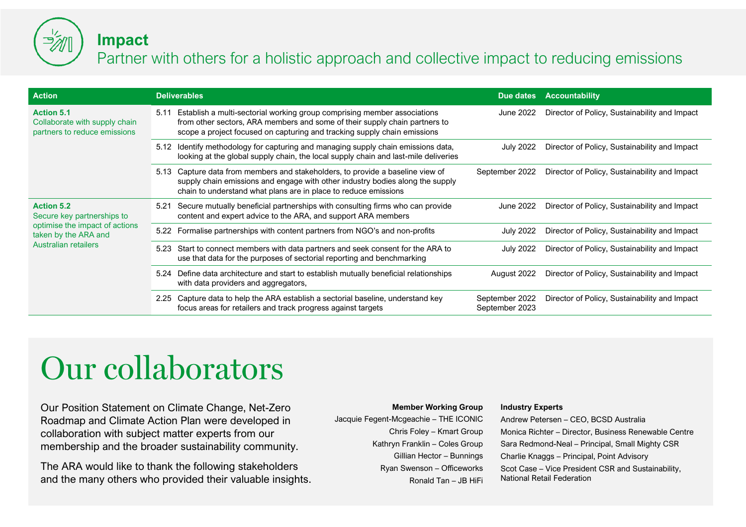## Impact

Partner with others for a holistic approach and collective impact to reducing emissions

| Action | Deliverables | Due dates | Accountability |
|---|---|---|---|
| **Action 5.1** Collaborate with supply chain partners to reduce emissions | 5.11 Establish a multi-sectorial working group comprising member associations from other sectors, ARA members and some of their supply chain partners to scope a project focused on capturing and tracking supply chain emissions | June 2022 | Director of Policy, Sustainability and Impact |
| | 5.12 Identify methodology for capturing and managing supply chain emissions data, looking at the global supply chain, the local supply chain and last-mile deliveries | July 2022 | Director of Policy, Sustainability and Impact |
| | 5.13 Capture data from members and stakeholders, to provide a baseline view of supply chain emissions and engage with other industry bodies along the supply chain to understand what plans are in place to reduce emissions | September 2022 | Director of Policy, Sustainability and Impact |
| **Action 5.2** Secure key partnerships to optimise the impact of actions taken by the ARA and Australian retailers | 5.21 Secure mutually beneficial partnerships with consulting firms who can provide content and expert advice to the ARA, and support ARA members | June 2022 | Director of Policy, Sustainability and Impact |
| | 5.22 Formalise partnerships with content partners from NGO's and non-profits | July 2022 | Director of Policy, Sustainability and Impact |
| | 5.23 Start to connect members with data partners and seek consent for the ARA to use that data for the purposes of sectorial reporting and benchmarking | July 2022 | Director of Policy, Sustainability and Impact |
| | 5.24 Define data architecture and start to establish mutually beneficial relationships with data providers and aggregators, | August 2022 | Director of Policy, Sustainability and Impact |
| | 2.25 Capture data to help the ARA establish a sectorial baseline, understand key focus areas for retailers and track progress against targets | September 2022 September 2023 | Director of Policy, Sustainability and Impact |

# Our collaborators

Our Position Statement on Climate Change, Net-Zero Roadmap and Climate Action Plan were developed in collaboration with subject matter experts from our membership and the broader sustainability community.

The ARA would like to thank the following stakeholders and the many others who provided their valuable insights.

**Member Working Group**

Jacquie Fegent-Mcgeachie – THE ICONIC
Chris Foley – Kmart Group
Kathryn Franklin – Coles Group
Gillian Hector – Bunnings
Ryan Swenson – Officeworks
Ronald Tan – JB HiFi

**Industry Experts**

Andrew Petersen – CEO, BCSD Australia
Monica Richter – Director, Business Renewable Centre
Sara Redmond-Neal – Principal, Small Mighty CSR
Charlie Knaggs – Principal, Point Advisory
Scot Case – Vice President CSR and Sustainability, National Retail Federation